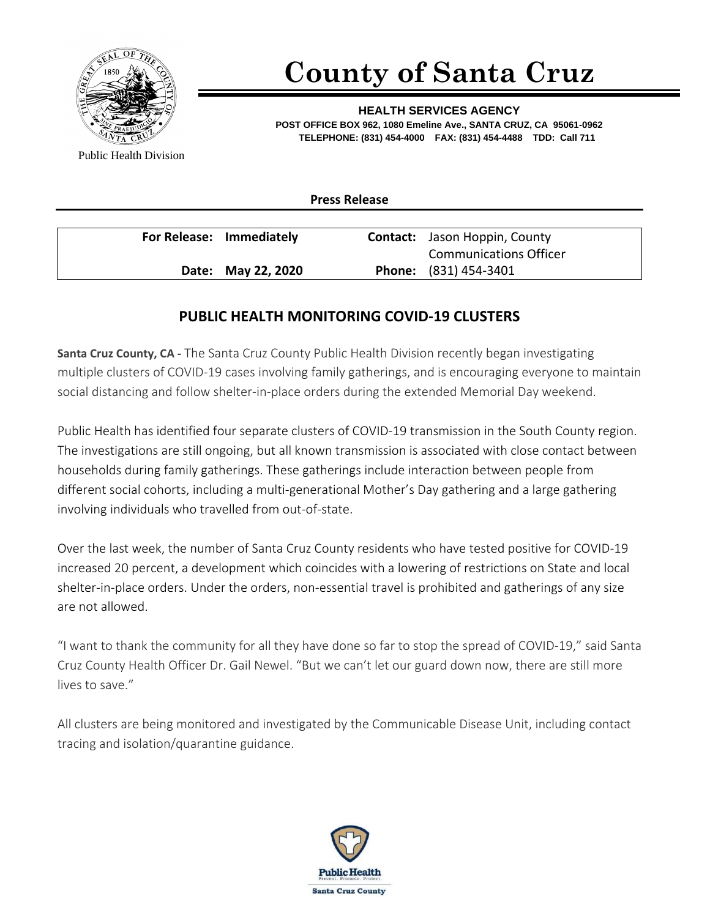# County of Santa Cruz

Public Health Division

**HEALTH SERVICES AGENCY**
**POST OFFICE BOX 962, 1080 Emeline Ave., SANTA CRUZ, CA 95061-0962**
**TELEPHONE: (831) 454-4000 FAX: (831) 454-4488 TDD: Call 711**

**Press Release**

| | | | |
|---|---|---|---|
| **For Release:** | **Immediately** | **Contact:** | Jason Hoppin, County Communications Officer |
| **Date:** | **May 22, 2020** | **Phone:** | (831) 454-3401 |

## PUBLIC HEALTH MONITORING COVID-19 CLUSTERS

**Santa Cruz County, CA -** The Santa Cruz County Public Health Division recently began investigating multiple clusters of COVID-19 cases involving family gatherings, and is encouraging everyone to maintain social distancing and follow shelter-in-place orders during the extended Memorial Day weekend.

Public Health has identified four separate clusters of COVID-19 transmission in the South County region. The investigations are still ongoing, but all known transmission is associated with close contact between households during family gatherings. These gatherings include interaction between people from different social cohorts, including a multi-generational Mother's Day gathering and a large gathering involving individuals who travelled from out-of-state.

Over the last week, the number of Santa Cruz County residents who have tested positive for COVID-19 increased 20 percent, a development which coincides with a lowering of restrictions on State and local shelter-in-place orders. Under the orders, non-essential travel is prohibited and gatherings of any size are not allowed.

"I want to thank the community for all they have done so far to stop the spread of COVID-19," said Santa Cruz County Health Officer Dr. Gail Newel. "But we can't let our guard down now, there are still more lives to save."

All clusters are being monitored and investigated by the Communicable Disease Unit, including contact tracing and isolation/quarantine guidance.

Public Health
Prevent. Promote. Protect.
Santa Cruz County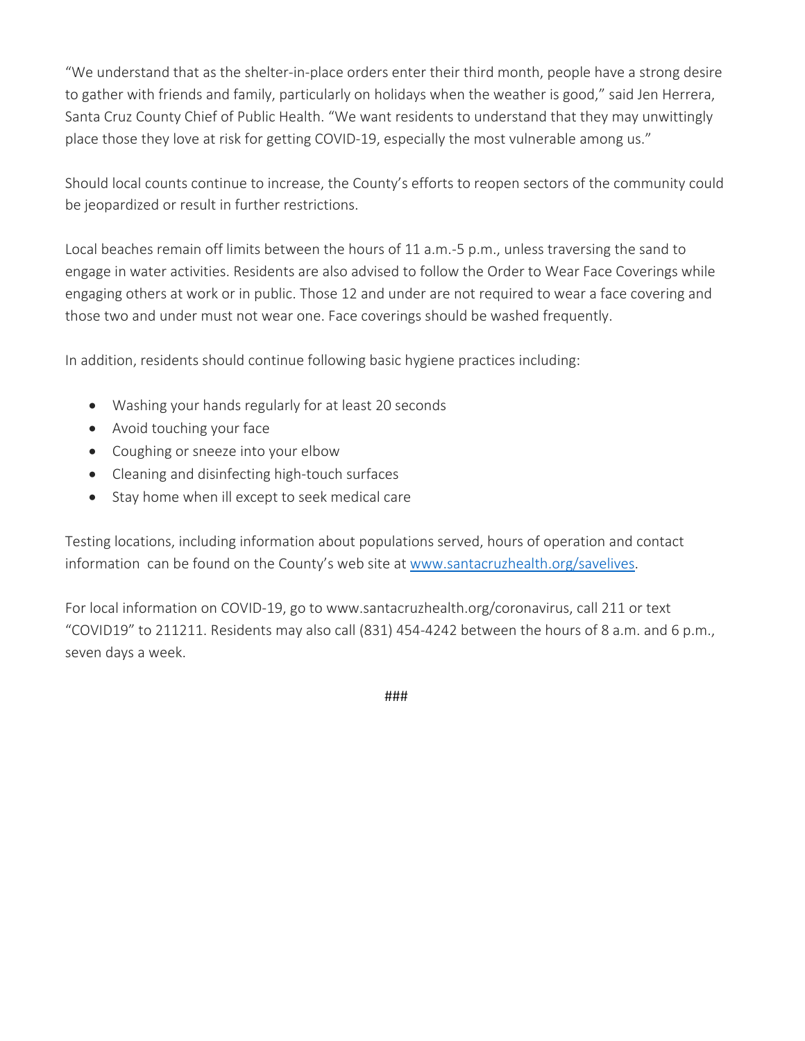"We understand that as the shelter-in-place orders enter their third month, people have a strong desire to gather with friends and family, particularly on holidays when the weather is good," said Jen Herrera, Santa Cruz County Chief of Public Health. "We want residents to understand that they may unwittingly place those they love at risk for getting COVID-19, especially the most vulnerable among us."

Should local counts continue to increase, the County's efforts to reopen sectors of the community could be jeopardized or result in further restrictions.

Local beaches remain off limits between the hours of 11 a.m.-5 p.m., unless traversing the sand to engage in water activities. Residents are also advised to follow the Order to Wear Face Coverings while engaging others at work or in public. Those 12 and under are not required to wear a face covering and those two and under must not wear one. Face coverings should be washed frequently.

In addition, residents should continue following basic hygiene practices including:

- Washing your hands regularly for at least 20 seconds
- Avoid touching your face
- Coughing or sneeze into your elbow
- Cleaning and disinfecting high-touch surfaces
- Stay home when ill except to seek medical care

Testing locations, including information about populations served, hours of operation and contact information can be found on the County's web site at [www.santacruzhealth.org/savelives](www.santacruzhealth.org/savelives).

For local information on COVID-19, go to www.santacruzhealth.org/coronavirus, call 211 or text "COVID19" to 211211. Residents may also call (831) 454-4242 between the hours of 8 a.m. and 6 p.m., seven days a week.

###